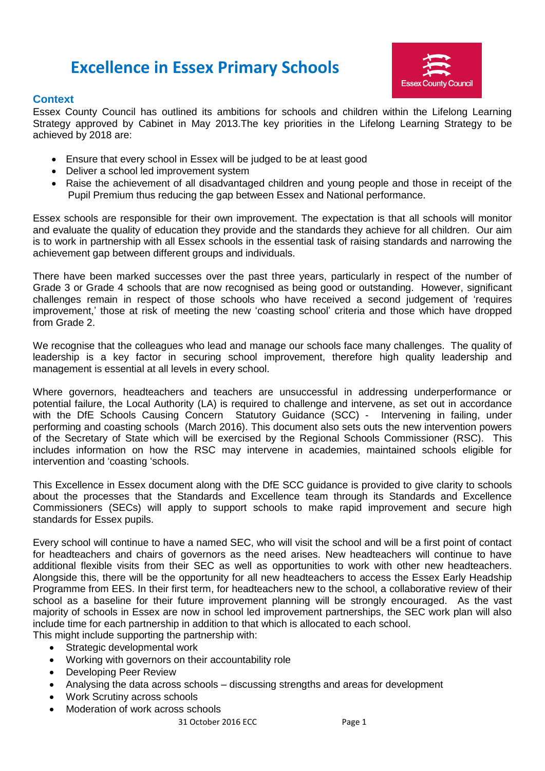# Excellence in Essex Primary Schools

## Context

Essex County Council has outlined its ambitions for schools and children within the Lifelong Learning Strategy approved by Cabinet in May 2013.The key priorities in the Lifelong Learning Strategy to be achieved by 2018 are:

- Ensure that every school in Essex will be judged to be at least good
- Deliver a school led improvement system
- Raise the achievement of all disadvantaged children and young people and those in receipt of the Pupil Premium thus reducing the gap between Essex and National performance.

Essex schools are responsible for their own improvement. The expectation is that all schools will monitor and evaluate the quality of education they provide and the standards they achieve for all children. Our aim is to work in partnership with all Essex schools in the essential task of raising standards and narrowing the achievement gap between different groups and individuals.

There have been marked successes over the past three years, particularly in respect of the number of Grade 3 or Grade 4 schools that are now recognised as being good or outstanding. However, significant challenges remain in respect of those schools who have received a second judgement of 'requires improvement,' those at risk of meeting the new 'coasting school' criteria and those which have dropped from Grade 2.

We recognise that the colleagues who lead and manage our schools face many challenges. The quality of leadership is a key factor in securing school improvement, therefore high quality leadership and management is essential at all levels in every school.

Where governors, headteachers and teachers are unsuccessful in addressing underperformance or potential failure, the Local Authority (LA) is required to challenge and intervene, as set out in accordance with the DfE Schools Causing Concern Statutory Guidance (SCC) - Intervening in failing, under performing and coasting schools (March 2016). This document also sets outs the new intervention powers of the Secretary of State which will be exercised by the Regional Schools Commissioner (RSC). This includes information on how the RSC may intervene in academies, maintained schools eligible for intervention and 'coasting 'schools.

This Excellence in Essex document along with the DfE SCC guidance is provided to give clarity to schools about the processes that the Standards and Excellence team through its Standards and Excellence Commissioners (SECs) will apply to support schools to make rapid improvement and secure high standards for Essex pupils.

Every school will continue to have a named SEC, who will visit the school and will be a first point of contact for headteachers and chairs of governors as the need arises. New headteachers will continue to have additional flexible visits from their SEC as well as opportunities to work with other new headteachers. Alongside this, there will be the opportunity for all new headteachers to access the Essex Early Headship Programme from EES. In their first term, for headteachers new to the school, a collaborative review of their school as a baseline for their future improvement planning will be strongly encouraged. As the vast majority of schools in Essex are now in school led improvement partnerships, the SEC work plan will also include time for each partnership in addition to that which is allocated to each school.
This might include supporting the partnership with:

- Strategic developmental work
- Working with governors on their accountability role
- Developing Peer Review
- Analysing the data across schools – discussing strengths and areas for development
- Work Scrutiny across schools
- Moderation of work across schools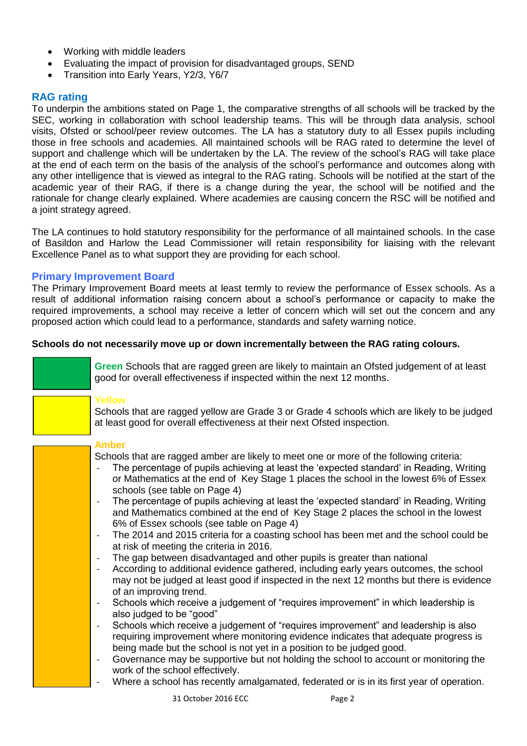- Working with middle leaders
- Evaluating the impact of provision for disadvantaged groups, SEND
- Transition into Early Years, Y2/3, Y6/7

## RAG rating

To underpin the ambitions stated on Page 1, the comparative strengths of all schools will be tracked by the SEC, working in collaboration with school leadership teams. This will be through data analysis, school visits, Ofsted or school/peer review outcomes. The LA has a statutory duty to all Essex pupils including those in free schools and academies. All maintained schools will be RAG rated to determine the level of support and challenge which will be undertaken by the LA. The review of the school's RAG will take place at the end of each term on the basis of the analysis of the school's performance and outcomes along with any other intelligence that is viewed as integral to the RAG rating. Schools will be notified at the start of the academic year of their RAG, if there is a change during the year, the school will be notified and the rationale for change clearly explained. Where academies are causing concern the RSC will be notified and a joint strategy agreed.

The LA continues to hold statutory responsibility for the performance of all maintained schools. In the case of Basildon and Harlow the Lead Commissioner will retain responsibility for liaising with the relevant Excellence Panel as to what support they are providing for each school.

## Primary Improvement Board

The Primary Improvement Board meets at least termly to review the performance of Essex schools. As a result of additional information raising concern about a school's performance or capacity to make the required improvements, a school may receive a letter of concern which will set out the concern and any proposed action which could lead to a performance, standards and safety warning notice.

**Schools do not necessarily move up or down incrementally between the RAG rating colours.**

**Green** Schools that are ragged green are likely to maintain an Ofsted judgement of at least good for overall effectiveness if inspected within the next 12 months.

**Yellow**

Schools that are ragged yellow are Grade 3 or Grade 4 schools which are likely to be judged at least good for overall effectiveness at their next Ofsted inspection.

**Amber**

Schools that are ragged amber are likely to meet one or more of the following criteria:

- The percentage of pupils achieving at least the 'expected standard' in Reading, Writing or Mathematics at the end of Key Stage 1 places the school in the lowest 6% of Essex schools (see table on Page 4)
- The percentage of pupils achieving at least the 'expected standard' in Reading, Writing and Mathematics combined at the end of Key Stage 2 places the school in the lowest 6% of Essex schools (see table on Page 4)
- The 2014 and 2015 criteria for a coasting school has been met and the school could be at risk of meeting the criteria in 2016.
- The gap between disadvantaged and other pupils is greater than national
- According to additional evidence gathered, including early years outcomes, the school may not be judged at least good if inspected in the next 12 months but there is evidence of an improving trend.
- Schools which receive a judgement of "requires improvement" in which leadership is also judged to be "good"
- Schools which receive a judgement of "requires improvement" and leadership is also requiring improvement where monitoring evidence indicates that adequate progress is being made but the school is not yet in a position to be judged good.
- Governance may be supportive but not holding the school to account or monitoring the work of the school effectively.
- Where a school has recently amalgamated, federated or is in its first year of operation.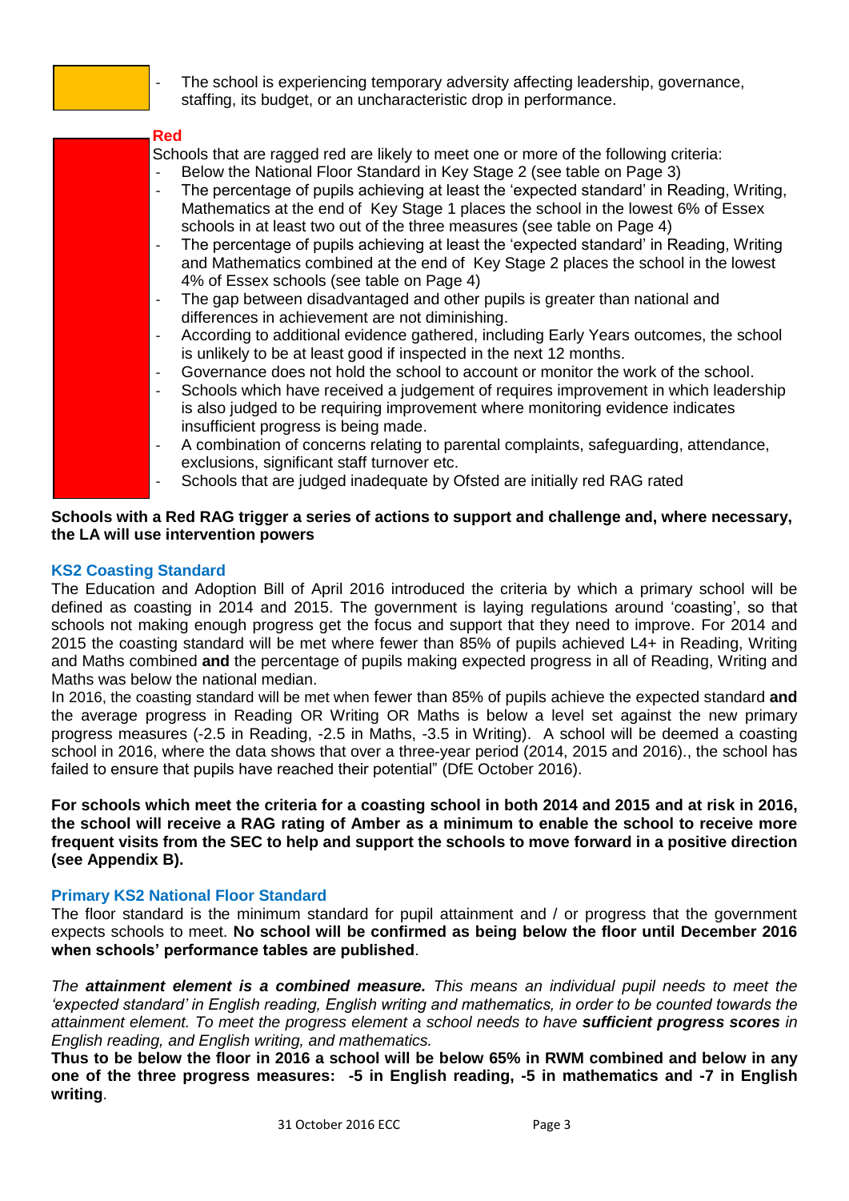- The school is experiencing temporary adversity affecting leadership, governance, staffing, its budget, or an uncharacteristic drop in performance.

**Red**

Schools that are ragged red are likely to meet one or more of the following criteria:

- Below the National Floor Standard in Key Stage 2 (see table on Page 3)
- The percentage of pupils achieving at least the 'expected standard' in Reading, Writing, Mathematics at the end of Key Stage 1 places the school in the lowest 6% of Essex schools in at least two out of the three measures (see table on Page 4)
- The percentage of pupils achieving at least the 'expected standard' in Reading, Writing and Mathematics combined at the end of Key Stage 2 places the school in the lowest 4% of Essex schools (see table on Page 4)
- The gap between disadvantaged and other pupils is greater than national and differences in achievement are not diminishing.
- According to additional evidence gathered, including Early Years outcomes, the school is unlikely to be at least good if inspected in the next 12 months.
- Governance does not hold the school to account or monitor the work of the school.
- Schools which have received a judgement of requires improvement in which leadership is also judged to be requiring improvement where monitoring evidence indicates insufficient progress is being made.
- A combination of concerns relating to parental complaints, safeguarding, attendance, exclusions, significant staff turnover etc.
- Schools that are judged inadequate by Ofsted are initially red RAG rated

**Schools with a Red RAG trigger a series of actions to support and challenge and, where necessary, the LA will use intervention powers**

### KS2 Coasting Standard

The Education and Adoption Bill of April 2016 introduced the criteria by which a primary school will be defined as coasting in 2014 and 2015. The government is laying regulations around 'coasting', so that schools not making enough progress get the focus and support that they need to improve. For 2014 and 2015 the coasting standard will be met where fewer than 85% of pupils achieved L4+ in Reading, Writing and Maths combined **and** the percentage of pupils making expected progress in all of Reading, Writing and Maths was below the national median.

In 2016, the coasting standard will be met when fewer than 85% of pupils achieve the expected standard **and** the average progress in Reading OR Writing OR Maths is below a level set against the new primary progress measures (-2.5 in Reading, -2.5 in Maths, -3.5 in Writing). A school will be deemed a coasting school in 2016, where the data shows that over a three-year period (2014, 2015 and 2016)., the school has failed to ensure that pupils have reached their potential" (DfE October 2016).

**For schools which meet the criteria for a coasting school in both 2014 and 2015 and at risk in 2016, the school will receive a RAG rating of Amber as a minimum to enable the school to receive more frequent visits from the SEC to help and support the schools to move forward in a positive direction (see Appendix B).**

### Primary KS2 National Floor Standard

The floor standard is the minimum standard for pupil attainment and / or progress that the government expects schools to meet. **No school will be confirmed as being below the floor until December 2016 when schools' performance tables are published**.

*The **attainment element is a combined measure.** This means an individual pupil needs to meet the 'expected standard' in English reading, English writing and mathematics, in order to be counted towards the attainment element. To meet the progress element a school needs to have **sufficient progress scores** in English reading, and English writing, and mathematics.*

**Thus to be below the floor in 2016 a school will be below 65% in RWM combined and below in any one of the three progress measures: -5 in English reading, -5 in mathematics and -7 in English writing**.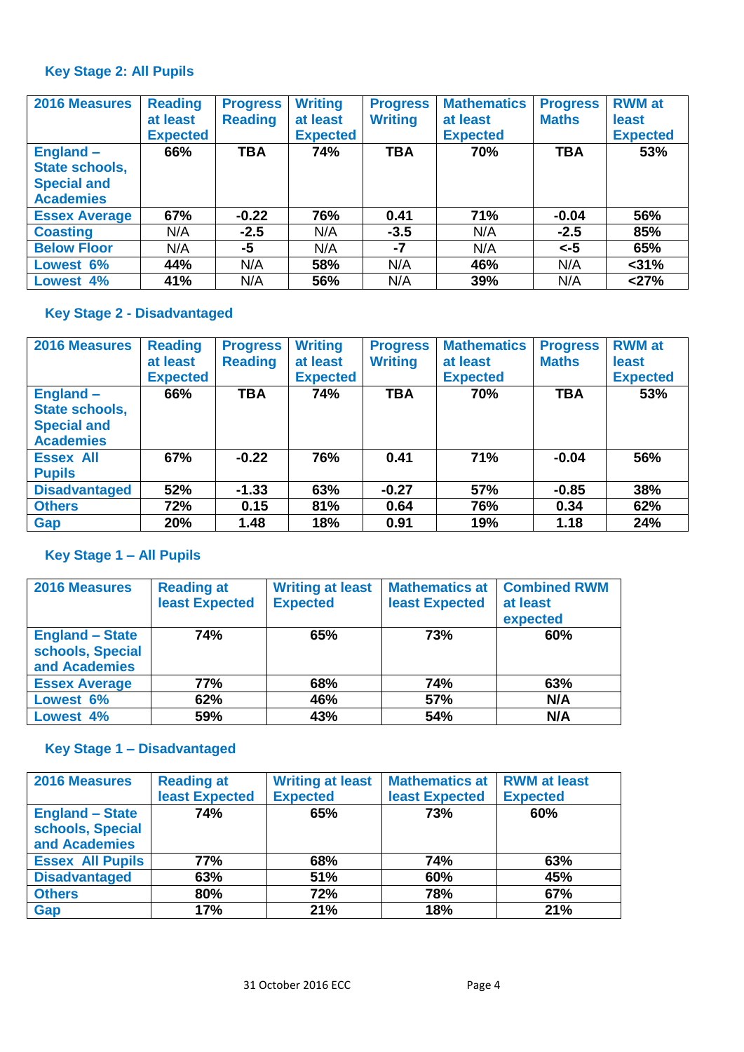### Key Stage 2: All Pupils

| 2016 Measures | Reading at least Expected | Progress Reading | Writing at least Expected | Progress Writing | Mathematics at least Expected | Progress Maths | RWM at least Expected |
|---|---|---|---|---|---|---|---|
| England – State schools, Special and Academies | 66% | TBA | 74% | TBA | 70% | TBA | 53% |
| Essex Average | 67% | -0.22 | 76% | 0.41 | 71% | -0.04 | 56% |
| Coasting | N/A | -2.5 | N/A | -3.5 | N/A | -2.5 | 85% |
| Below Floor | N/A | -5 | N/A | -7 | N/A | <-5 | 65% |
| Lowest 6% | 44% | N/A | 58% | N/A | 46% | N/A | <31% |
| Lowest 4% | 41% | N/A | 56% | N/A | 39% | N/A | <27% |

### Key Stage 2 - Disadvantaged

| 2016 Measures | Reading at least Expected | Progress Reading | Writing at least Expected | Progress Writing | Mathematics at least Expected | Progress Maths | RWM at least Expected |
|---|---|---|---|---|---|---|---|
| England – State schools, Special and Academies | 66% | TBA | 74% | TBA | 70% | TBA | 53% |
| Essex All Pupils | 67% | -0.22 | 76% | 0.41 | 71% | -0.04 | 56% |
| Disadvantaged | 52% | -1.33 | 63% | -0.27 | 57% | -0.85 | 38% |
| Others | 72% | 0.15 | 81% | 0.64 | 76% | 0.34 | 62% |
| Gap | 20% | 1.48 | 18% | 0.91 | 19% | 1.18 | 24% |

### Key Stage 1 – All Pupils

| 2016 Measures | Reading at least Expected | Writing at least Expected | Mathematics at least Expected | Combined RWM at least expected |
|---|---|---|---|---|
| England – State schools, Special and Academies | 74% | 65% | 73% | 60% |
| Essex Average | 77% | 68% | 74% | 63% |
| Lowest 6% | 62% | 46% | 57% | N/A |
| Lowest 4% | 59% | 43% | 54% | N/A |

### Key Stage 1 – Disadvantaged

| 2016 Measures | Reading at least Expected | Writing at least Expected | Mathematics at least Expected | RWM at least Expected |
|---|---|---|---|---|
| England – State schools, Special and Academies | 74% | 65% | 73% | 60% |
| Essex All Pupils | 77% | 68% | 74% | 63% |
| Disadvantaged | 63% | 51% | 60% | 45% |
| Others | 80% | 72% | 78% | 67% |
| Gap | 17% | 21% | 18% | 21% |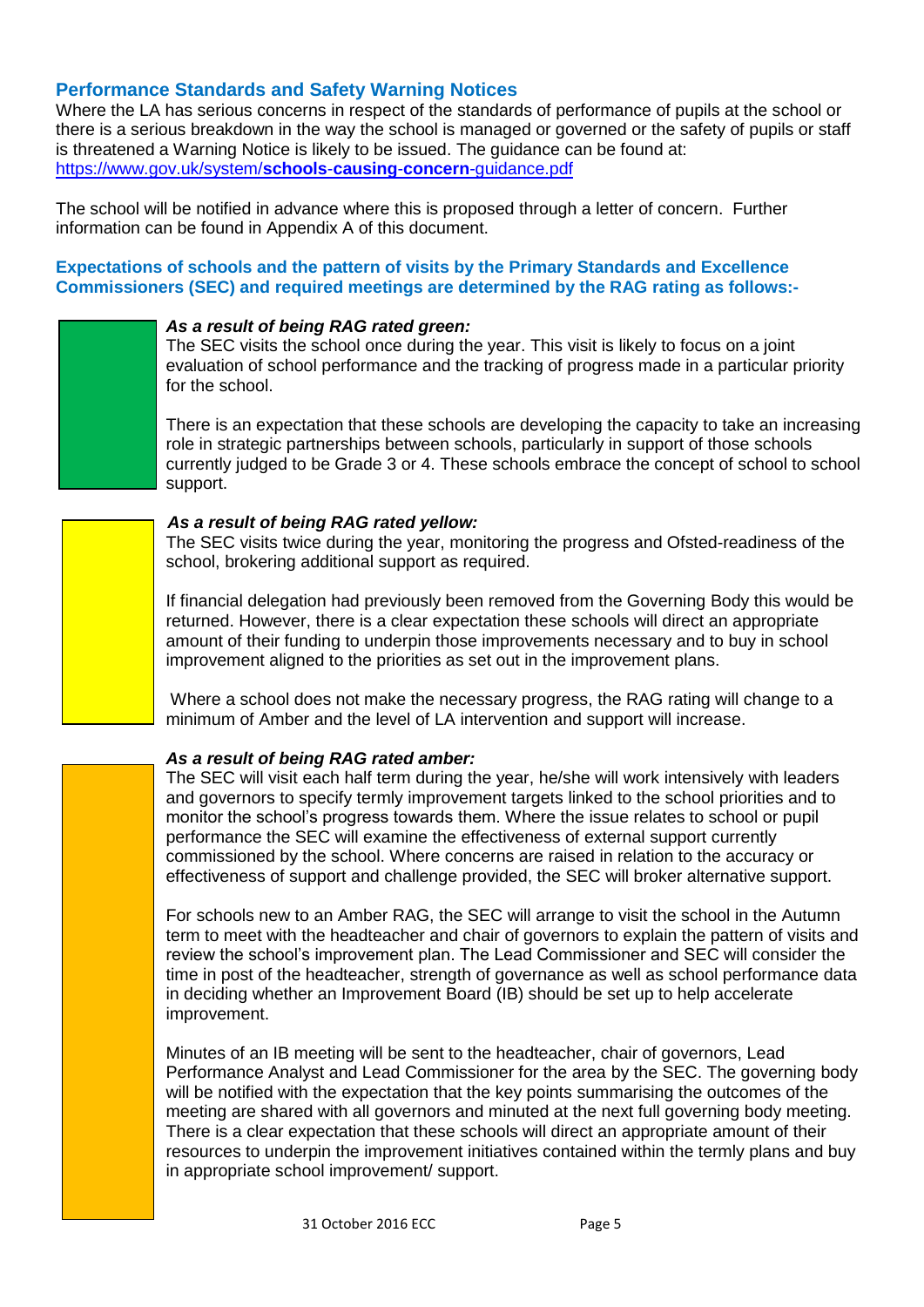## Performance Standards and Safety Warning Notices

Where the LA has serious concerns in respect of the standards of performance of pupils at the school or there is a serious breakdown in the way the school is managed or governed or the safety of pupils or staff is threatened a Warning Notice is likely to be issued. The guidance can be found at: [https://www.gov.uk/system/**schools-causing-concern**-guidance.pdf](https://www.gov.uk/system/schools-causing-concern-guidance.pdf)

The school will be notified in advance where this is proposed through a letter of concern. Further information can be found in Appendix A of this document.

**Expectations of schools and the pattern of visits by the Primary Standards and Excellence Commissioners (SEC) and required meetings are determined by the RAG rating as follows:-**

***As a result of being RAG rated green:***

The SEC visits the school once during the year. This visit is likely to focus on a joint evaluation of school performance and the tracking of progress made in a particular priority for the school.

There is an expectation that these schools are developing the capacity to take an increasing role in strategic partnerships between schools, particularly in support of those schools currently judged to be Grade 3 or 4. These schools embrace the concept of school to school support.

***As a result of being RAG rated yellow:***

The SEC visits twice during the year, monitoring the progress and Ofsted-readiness of the school, brokering additional support as required.

If financial delegation had previously been removed from the Governing Body this would be returned. However, there is a clear expectation these schools will direct an appropriate amount of their funding to underpin those improvements necessary and to buy in school improvement aligned to the priorities as set out in the improvement plans.

Where a school does not make the necessary progress, the RAG rating will change to a minimum of Amber and the level of LA intervention and support will increase.

***As a result of being RAG rated amber:***

The SEC will visit each half term during the year, he/she will work intensively with leaders and governors to specify termly improvement targets linked to the school priorities and to monitor the school's progress towards them. Where the issue relates to school or pupil performance the SEC will examine the effectiveness of external support currently commissioned by the school. Where concerns are raised in relation to the accuracy or effectiveness of support and challenge provided, the SEC will broker alternative support.

For schools new to an Amber RAG, the SEC will arrange to visit the school in the Autumn term to meet with the headteacher and chair of governors to explain the pattern of visits and review the school's improvement plan. The Lead Commissioner and SEC will consider the time in post of the headteacher, strength of governance as well as school performance data in deciding whether an Improvement Board (IB) should be set up to help accelerate improvement.

Minutes of an IB meeting will be sent to the headteacher, chair of governors, Lead Performance Analyst and Lead Commissioner for the area by the SEC. The governing body will be notified with the expectation that the key points summarising the outcomes of the meeting are shared with all governors and minuted at the next full governing body meeting. There is a clear expectation that these schools will direct an appropriate amount of their resources to underpin the improvement initiatives contained within the termly plans and buy in appropriate school improvement/ support.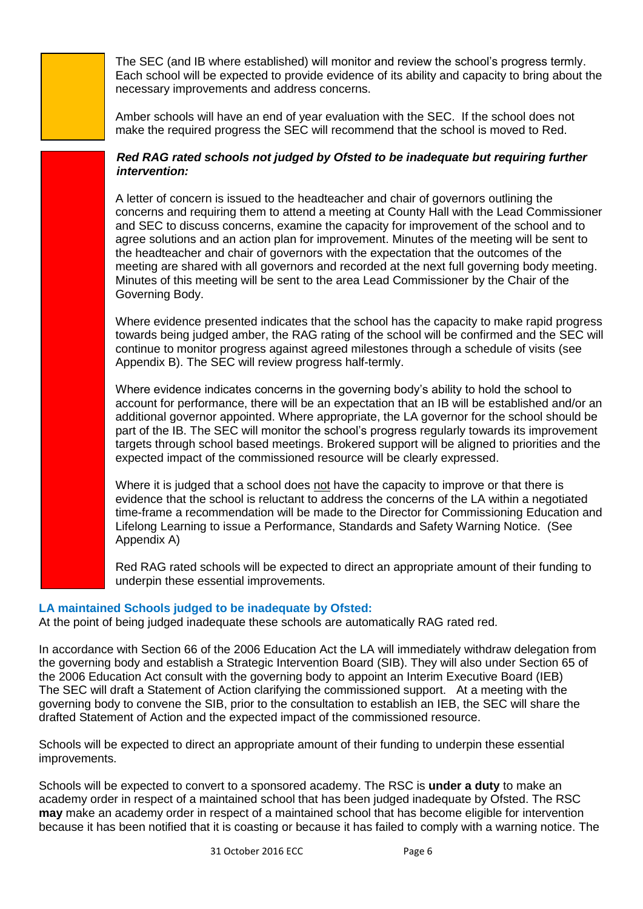The SEC (and IB where established) will monitor and review the school's progress termly. Each school will be expected to provide evidence of its ability and capacity to bring about the necessary improvements and address concerns.

Amber schools will have an end of year evaluation with the SEC. If the school does not make the required progress the SEC will recommend that the school is moved to Red.

***Red RAG rated schools not judged by Ofsted to be inadequate but requiring further intervention:***

A letter of concern is issued to the headteacher and chair of governors outlining the concerns and requiring them to attend a meeting at County Hall with the Lead Commissioner and SEC to discuss concerns, examine the capacity for improvement of the school and to agree solutions and an action plan for improvement. Minutes of the meeting will be sent to the headteacher and chair of governors with the expectation that the outcomes of the meeting are shared with all governors and recorded at the next full governing body meeting. Minutes of this meeting will be sent to the area Lead Commissioner by the Chair of the Governing Body.

Where evidence presented indicates that the school has the capacity to make rapid progress towards being judged amber, the RAG rating of the school will be confirmed and the SEC will continue to monitor progress against agreed milestones through a schedule of visits (see Appendix B). The SEC will review progress half-termly.

Where evidence indicates concerns in the governing body's ability to hold the school to account for performance, there will be an expectation that an IB will be established and/or an additional governor appointed. Where appropriate, the LA governor for the school should be part of the IB. The SEC will monitor the school's progress regularly towards its improvement targets through school based meetings. Brokered support will be aligned to priorities and the expected impact of the commissioned resource will be clearly expressed.

Where it is judged that a school does not have the capacity to improve or that there is evidence that the school is reluctant to address the concerns of the LA within a negotiated time-frame a recommendation will be made to the Director for Commissioning Education and Lifelong Learning to issue a Performance, Standards and Safety Warning Notice. (See Appendix A)

Red RAG rated schools will be expected to direct an appropriate amount of their funding to underpin these essential improvements.

### LA maintained Schools judged to be inadequate by Ofsted:

At the point of being judged inadequate these schools are automatically RAG rated red.

In accordance with Section 66 of the 2006 Education Act the LA will immediately withdraw delegation from the governing body and establish a Strategic Intervention Board (SIB). They will also under Section 65 of the 2006 Education Act consult with the governing body to appoint an Interim Executive Board (IEB) The SEC will draft a Statement of Action clarifying the commissioned support. At a meeting with the governing body to convene the SIB, prior to the consultation to establish an IEB, the SEC will share the drafted Statement of Action and the expected impact of the commissioned resource.

Schools will be expected to direct an appropriate amount of their funding to underpin these essential improvements.

Schools will be expected to convert to a sponsored academy. The RSC is **under a duty** to make an academy order in respect of a maintained school that has been judged inadequate by Ofsted. The RSC **may** make an academy order in respect of a maintained school that has become eligible for intervention because it has been notified that it is coasting or because it has failed to comply with a warning notice. The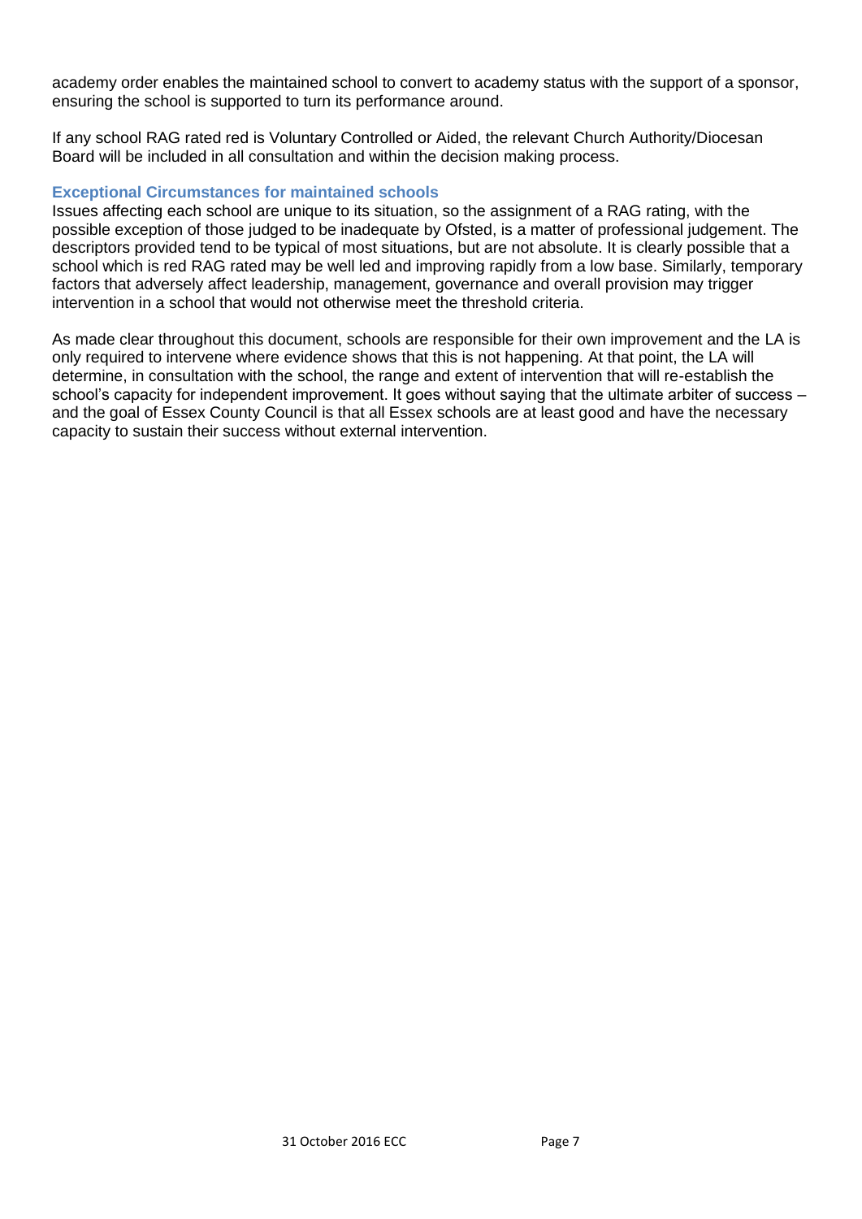academy order enables the maintained school to convert to academy status with the support of a sponsor, ensuring the school is supported to turn its performance around.

If any school RAG rated red is Voluntary Controlled or Aided, the relevant Church Authority/Diocesan Board will be included in all consultation and within the decision making process.

### Exceptional Circumstances for maintained schools

Issues affecting each school are unique to its situation, so the assignment of a RAG rating, with the possible exception of those judged to be inadequate by Ofsted, is a matter of professional judgement. The descriptors provided tend to be typical of most situations, but are not absolute. It is clearly possible that a school which is red RAG rated may be well led and improving rapidly from a low base. Similarly, temporary factors that adversely affect leadership, management, governance and overall provision may trigger intervention in a school that would not otherwise meet the threshold criteria.

As made clear throughout this document, schools are responsible for their own improvement and the LA is only required to intervene where evidence shows that this is not happening. At that point, the LA will determine, in consultation with the school, the range and extent of intervention that will re-establish the school's capacity for independent improvement. It goes without saying that the ultimate arbiter of success – and the goal of Essex County Council is that all Essex schools are at least good and have the necessary capacity to sustain their success without external intervention.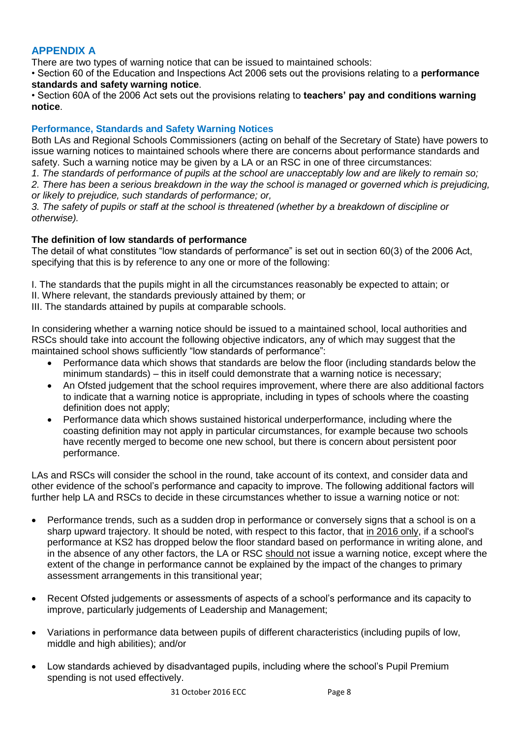## APPENDIX A

There are two types of warning notice that can be issued to maintained schools:

• Section 60 of the Education and Inspections Act 2006 sets out the provisions relating to a **performance standards and safety warning notice**.

• Section 60A of the 2006 Act sets out the provisions relating to **teachers' pay and conditions warning notice**.

### Performance, Standards and Safety Warning Notices

Both LAs and Regional Schools Commissioners (acting on behalf of the Secretary of State) have powers to issue warning notices to maintained schools where there are concerns about performance standards and safety. Such a warning notice may be given by a LA or an RSC in one of three circumstances:

*1. The standards of performance of pupils at the school are unacceptably low and are likely to remain so;*

*2. There has been a serious breakdown in the way the school is managed or governed which is prejudicing, or likely to prejudice, such standards of performance; or,*

*3. The safety of pupils or staff at the school is threatened (whether by a breakdown of discipline or otherwise).*

**The definition of low standards of performance**

The detail of what constitutes "low standards of performance" is set out in section 60(3) of the 2006 Act, specifying that this is by reference to any one or more of the following:

I. The standards that the pupils might in all the circumstances reasonably be expected to attain; or
II. Where relevant, the standards previously attained by them; or
III. The standards attained by pupils at comparable schools.

In considering whether a warning notice should be issued to a maintained school, local authorities and RSCs should take into account the following objective indicators, any of which may suggest that the maintained school shows sufficiently "low standards of performance":

- Performance data which shows that standards are below the floor (including standards below the minimum standards) – this in itself could demonstrate that a warning notice is necessary;
- An Ofsted judgement that the school requires improvement, where there are also additional factors to indicate that a warning notice is appropriate, including in types of schools where the coasting definition does not apply;
- Performance data which shows sustained historical underperformance, including where the coasting definition may not apply in particular circumstances, for example because two schools have recently merged to become one new school, but there is concern about persistent poor performance.

LAs and RSCs will consider the school in the round, take account of its context, and consider data and other evidence of the school's performance and capacity to improve. The following additional factors will further help LA and RSCs to decide in these circumstances whether to issue a warning notice or not:

- Performance trends, such as a sudden drop in performance or conversely signs that a school is on a sharp upward trajectory. It should be noted, with respect to this factor, that in 2016 only, if a school's performance at KS2 has dropped below the floor standard based on performance in writing alone, and in the absence of any other factors, the LA or RSC should not issue a warning notice, except where the extent of the change in performance cannot be explained by the impact of the changes to primary assessment arrangements in this transitional year;

- Recent Ofsted judgements or assessments of aspects of a school's performance and its capacity to improve, particularly judgements of Leadership and Management;

- Variations in performance data between pupils of different characteristics (including pupils of low, middle and high abilities); and/or

- Low standards achieved by disadvantaged pupils, including where the school's Pupil Premium spending is not used effectively.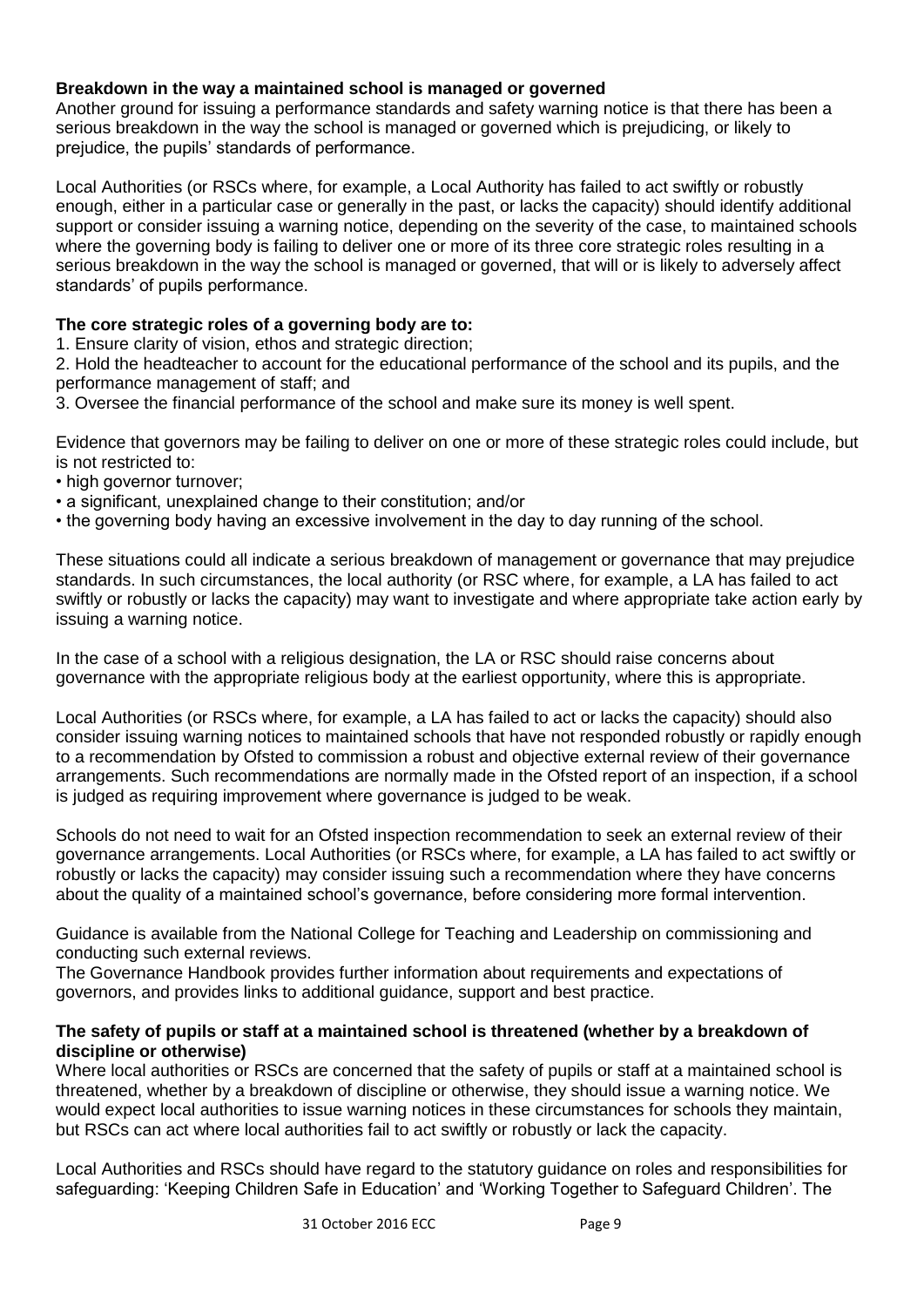**Breakdown in the way a maintained school is managed or governed**

Another ground for issuing a performance standards and safety warning notice is that there has been a serious breakdown in the way the school is managed or governed which is prejudicing, or likely to prejudice, the pupils' standards of performance.

Local Authorities (or RSCs where, for example, a Local Authority has failed to act swiftly or robustly enough, either in a particular case or generally in the past, or lacks the capacity) should identify additional support or consider issuing a warning notice, depending on the severity of the case, to maintained schools where the governing body is failing to deliver one or more of its three core strategic roles resulting in a serious breakdown in the way the school is managed or governed, that will or is likely to adversely affect standards' of pupils performance.

**The core strategic roles of a governing body are to:**

1. Ensure clarity of vision, ethos and strategic direction;
2. Hold the headteacher to account for the educational performance of the school and its pupils, and the performance management of staff; and
3. Oversee the financial performance of the school and make sure its money is well spent.

Evidence that governors may be failing to deliver on one or more of these strategic roles could include, but is not restricted to:

- high governor turnover;
- a significant, unexplained change to their constitution; and/or
- the governing body having an excessive involvement in the day to day running of the school.

These situations could all indicate a serious breakdown of management or governance that may prejudice standards. In such circumstances, the local authority (or RSC where, for example, a LA has failed to act swiftly or robustly or lacks the capacity) may want to investigate and where appropriate take action early by issuing a warning notice.

In the case of a school with a religious designation, the LA or RSC should raise concerns about governance with the appropriate religious body at the earliest opportunity, where this is appropriate.

Local Authorities (or RSCs where, for example, a LA has failed to act or lacks the capacity) should also consider issuing warning notices to maintained schools that have not responded robustly or rapidly enough to a recommendation by Ofsted to commission a robust and objective external review of their governance arrangements. Such recommendations are normally made in the Ofsted report of an inspection, if a school is judged as requiring improvement where governance is judged to be weak.

Schools do not need to wait for an Ofsted inspection recommendation to seek an external review of their governance arrangements. Local Authorities (or RSCs where, for example, a LA has failed to act swiftly or robustly or lacks the capacity) may consider issuing such a recommendation where they have concerns about the quality of a maintained school's governance, before considering more formal intervention.

Guidance is available from the National College for Teaching and Leadership on commissioning and conducting such external reviews.
The Governance Handbook provides further information about requirements and expectations of governors, and provides links to additional guidance, support and best practice.

**The safety of pupils or staff at a maintained school is threatened (whether by a breakdown of discipline or otherwise)**

Where local authorities or RSCs are concerned that the safety of pupils or staff at a maintained school is threatened, whether by a breakdown of discipline or otherwise, they should issue a warning notice. We would expect local authorities to issue warning notices in these circumstances for schools they maintain, but RSCs can act where local authorities fail to act swiftly or robustly or lack the capacity.

Local Authorities and RSCs should have regard to the statutory guidance on roles and responsibilities for safeguarding: 'Keeping Children Safe in Education' and 'Working Together to Safeguard Children'. The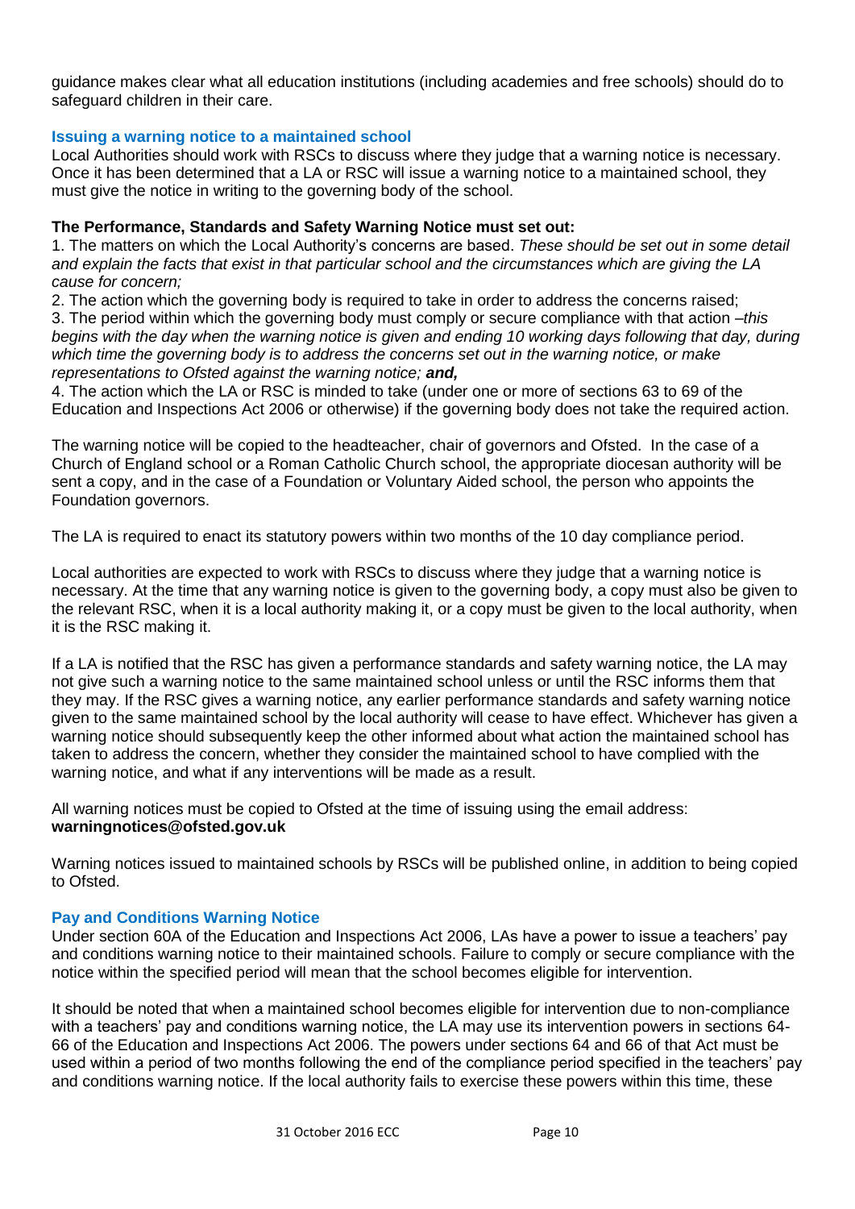guidance makes clear what all education institutions (including academies and free schools) should do to safeguard children in their care.

### Issuing a warning notice to a maintained school

Local Authorities should work with RSCs to discuss where they judge that a warning notice is necessary. Once it has been determined that a LA or RSC will issue a warning notice to a maintained school, they must give the notice in writing to the governing body of the school.

**The Performance, Standards and Safety Warning Notice must set out:**

1. The matters on which the Local Authority's concerns are based. *These should be set out in some detail and explain the facts that exist in that particular school and the circumstances which are giving the LA cause for concern;*
2. The action which the governing body is required to take in order to address the concerns raised;
3. The period within which the governing body must comply or secure compliance with that action –*this begins with the day when the warning notice is given and ending 10 working days following that day, during which time the governing body is to address the concerns set out in the warning notice, or make representations to Ofsted against the warning notice;* ***and,***
4. The action which the LA or RSC is minded to take (under one or more of sections 63 to 69 of the Education and Inspections Act 2006 or otherwise) if the governing body does not take the required action.

The warning notice will be copied to the headteacher, chair of governors and Ofsted. In the case of a Church of England school or a Roman Catholic Church school, the appropriate diocesan authority will be sent a copy, and in the case of a Foundation or Voluntary Aided school, the person who appoints the Foundation governors.

The LA is required to enact its statutory powers within two months of the 10 day compliance period.

Local authorities are expected to work with RSCs to discuss where they judge that a warning notice is necessary. At the time that any warning notice is given to the governing body, a copy must also be given to the relevant RSC, when it is a local authority making it, or a copy must be given to the local authority, when it is the RSC making it.

If a LA is notified that the RSC has given a performance standards and safety warning notice, the LA may not give such a warning notice to the same maintained school unless or until the RSC informs them that they may. If the RSC gives a warning notice, any earlier performance standards and safety warning notice given to the same maintained school by the local authority will cease to have effect. Whichever has given a warning notice should subsequently keep the other informed about what action the maintained school has taken to address the concern, whether they consider the maintained school to have complied with the warning notice, and what if any interventions will be made as a result.

All warning notices must be copied to Ofsted at the time of issuing using the email address: **warningnotices@ofsted.gov.uk**

Warning notices issued to maintained schools by RSCs will be published online, in addition to being copied to Ofsted.

### Pay and Conditions Warning Notice

Under section 60A of the Education and Inspections Act 2006, LAs have a power to issue a teachers' pay and conditions warning notice to their maintained schools. Failure to comply or secure compliance with the notice within the specified period will mean that the school becomes eligible for intervention.

It should be noted that when a maintained school becomes eligible for intervention due to non-compliance with a teachers' pay and conditions warning notice, the LA may use its intervention powers in sections 64-66 of the Education and Inspections Act 2006. The powers under sections 64 and 66 of that Act must be used within a period of two months following the end of the compliance period specified in the teachers' pay and conditions warning notice. If the local authority fails to exercise these powers within this time, these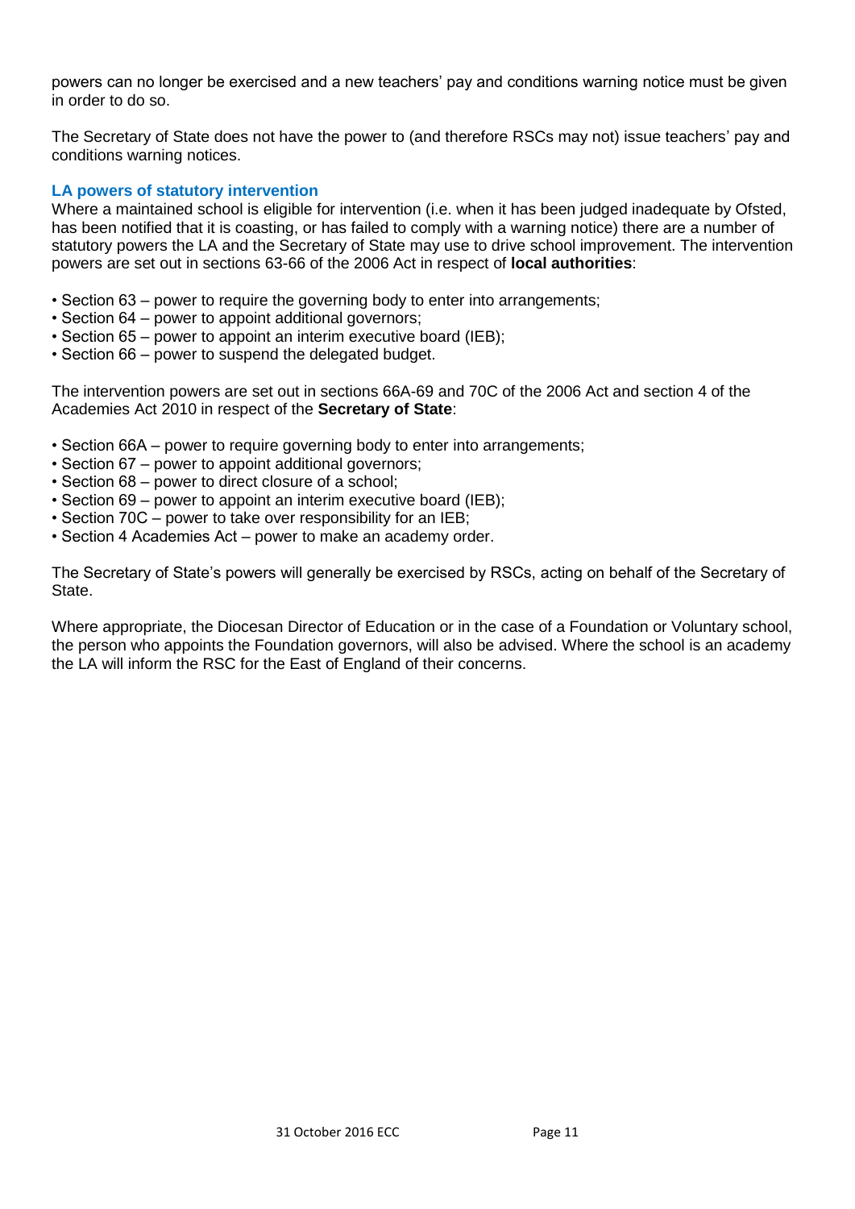powers can no longer be exercised and a new teachers' pay and conditions warning notice must be given in order to do so.

The Secretary of State does not have the power to (and therefore RSCs may not) issue teachers' pay and conditions warning notices.

### LA powers of statutory intervention

Where a maintained school is eligible for intervention (i.e. when it has been judged inadequate by Ofsted, has been notified that it is coasting, or has failed to comply with a warning notice) there are a number of statutory powers the LA and the Secretary of State may use to drive school improvement. The intervention powers are set out in sections 63-66 of the 2006 Act in respect of **local authorities**:

- Section 63 – power to require the governing body to enter into arrangements;
- Section 64 – power to appoint additional governors;
- Section 65 – power to appoint an interim executive board (IEB);
- Section 66 – power to suspend the delegated budget.

The intervention powers are set out in sections 66A-69 and 70C of the 2006 Act and section 4 of the Academies Act 2010 in respect of the **Secretary of State**:

- Section 66A – power to require governing body to enter into arrangements;
- Section 67 – power to appoint additional governors;
- Section 68 – power to direct closure of a school;
- Section 69 – power to appoint an interim executive board (IEB);
- Section 70C – power to take over responsibility for an IEB;
- Section 4 Academies Act – power to make an academy order.

The Secretary of State's powers will generally be exercised by RSCs, acting on behalf of the Secretary of State.

Where appropriate, the Diocesan Director of Education or in the case of a Foundation or Voluntary school, the person who appoints the Foundation governors, will also be advised. Where the school is an academy the LA will inform the RSC for the East of England of their concerns.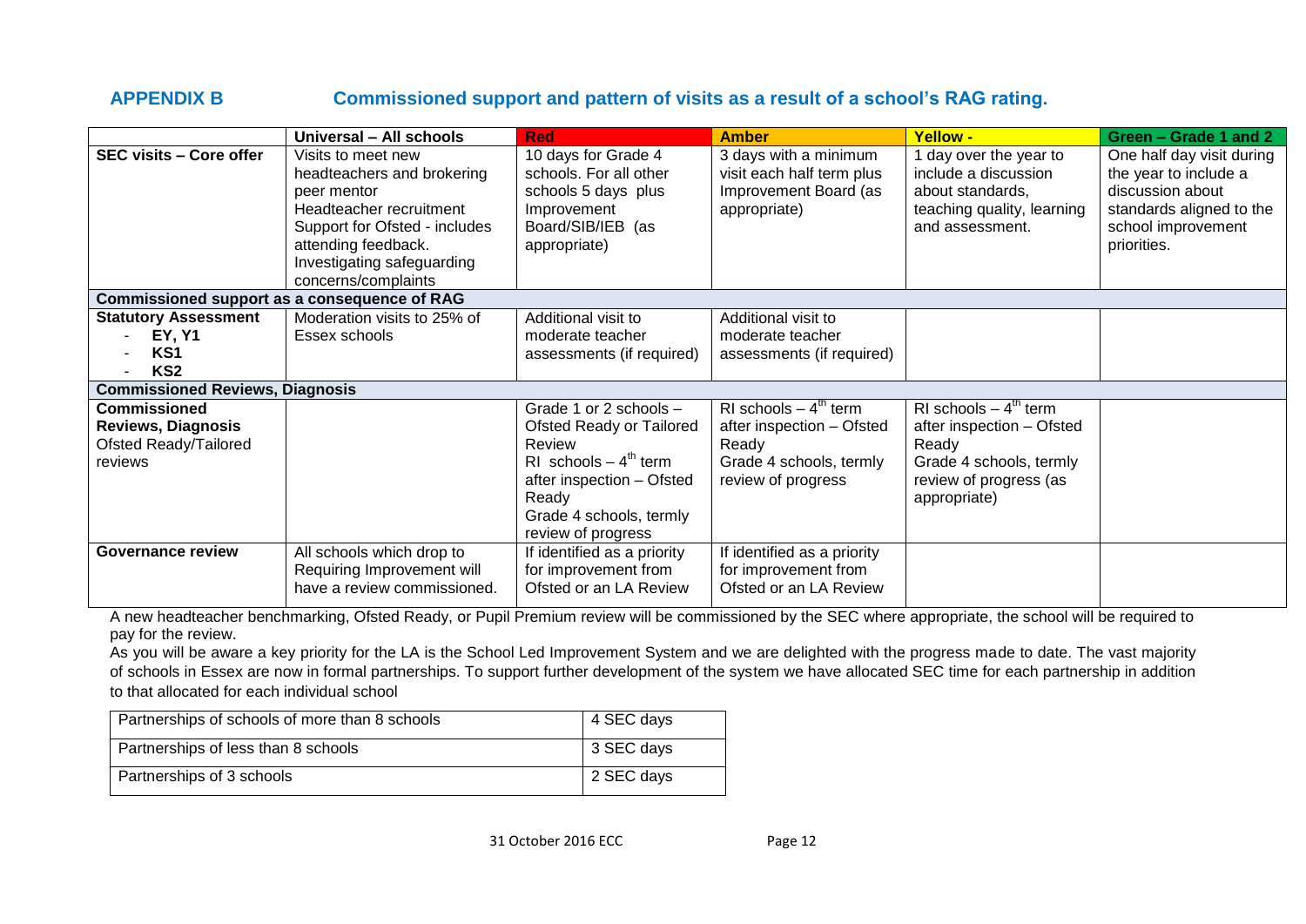## APPENDIX B Commissioned support and pattern of visits as a result of a school's RAG rating.

| | Universal – All schools | Red | Amber | Yellow - | Green – Grade 1 and 2 |
|---|---|---|---|---|---|
| **SEC visits – Core offer** | Visits to meet new headteachers and brokering peer mentor<br>Headteacher recruitment<br>Support for Ofsted - includes attending feedback.<br>Investigating safeguarding concerns/complaints | 10 days for Grade 4 schools. For all other schools 5 days plus Improvement Board/SIB/IEB (as appropriate) | 3 days with a minimum visit each half term plus Improvement Board (as appropriate) | 1 day over the year to include a discussion about standards, teaching quality, learning and assessment. | One half day visit during the year to include a discussion about standards aligned to the school improvement priorities. |
| **Commissioned support as a consequence of RAG** | | | | | |
| **Statutory Assessment**<br>- **EY, Y1**<br>- **KS1**<br>- **KS2** | Moderation visits to 25% of Essex schools | Additional visit to moderate teacher assessments (if required) | Additional visit to moderate teacher assessments (if required) | | |
| **Commissioned Reviews, Diagnosis** | | | | | |
| **Commissioned Reviews, Diagnosis**<br>Ofsted Ready/Tailored reviews | | Grade 1 or 2 schools – Ofsted Ready or Tailored Review<br>RI schools – 4th term after inspection – Ofsted Ready<br>Grade 4 schools, termly review of progress | RI schools – 4th term after inspection – Ofsted Ready<br>Grade 4 schools, termly review of progress | RI schools – 4th term after inspection – Ofsted Ready<br>Grade 4 schools, termly review of progress (as appropriate) | |
| **Governance review** | All schools which drop to Requiring Improvement will have a review commissioned. | If identified as a priority for improvement from Ofsted or an LA Review | If identified as a priority for improvement from Ofsted or an LA Review | | |

A new headteacher benchmarking, Ofsted Ready, or Pupil Premium review will be commissioned by the SEC where appropriate, the school will be required to pay for the review.

As you will be aware a key priority for the LA is the School Led Improvement System and we are delighted with the progress made to date. The vast majority of schools in Essex are now in formal partnerships. To support further development of the system we have allocated SEC time for each partnership in addition to that allocated for each individual school

| | |
|---|---|
| Partnerships of schools of more than 8 schools | 4 SEC days |
| Partnerships of less than 8 schools | 3 SEC days |
| Partnerships of 3 schools | 2 SEC days |

31 October 2016 ECC